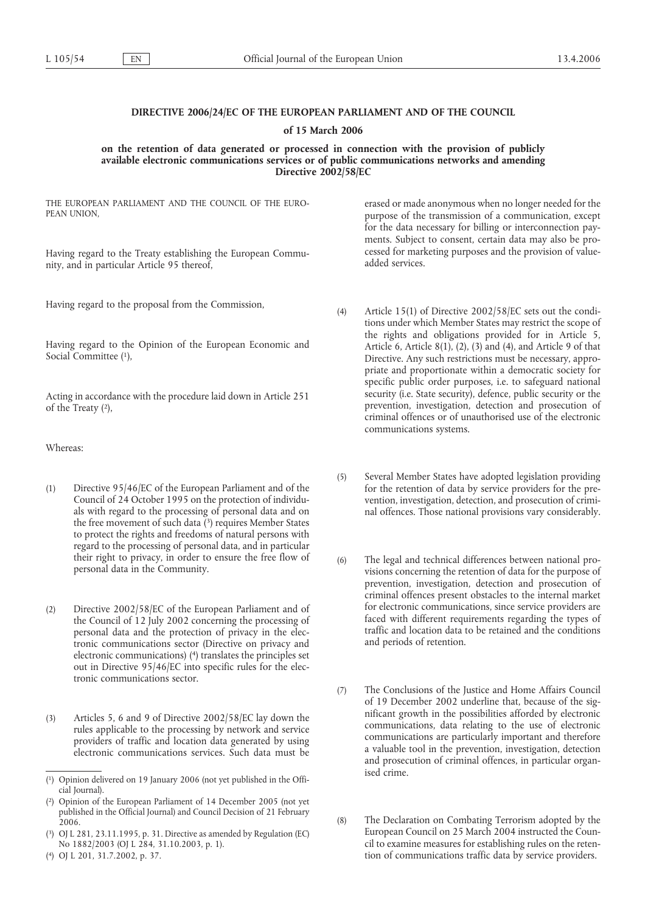# DIRECTIVE 2006/24/EC OF THE EUROPEAN PARLIAMENT AND OF THE COUNCIL

## of 15 March 2006

## on the retention of data generated or processed in connection with the provision of publicly available electronic communications services or of public communications networks and amending Directive 2002/58/EC

THE EUROPEAN PARLIAMENT AND THE COUNCIL OF THE EUROPEAN UNION,

Having regard to the Treaty establishing the European Community, and in particular Article 95 thereof,

Having regard to the proposal from the Commission,

Having regard to the Opinion of the European Economic and Social Committee [1],

Acting in accordance with the procedure laid down in Article 251 of the Treaty [2],

Whereas:

(1) Directive 95/46/EC of the European Parliament and of the Council of 24 October 1995 on the protection of individuals with regard to the processing of personal data and on the free movement of such data [3] requires Member States to protect the rights and freedoms of natural persons with regard to the processing of personal data, and in particular their right to privacy, in order to ensure the free flow of personal data in the Community.

(2) Directive 2002/58/EC of the European Parliament and of the Council of 12 July 2002 concerning the processing of personal data and the protection of privacy in the electronic communications sector (Directive on privacy and electronic communications) [4] translates the principles set out in Directive 95/46/EC into specific rules for the electronic communications sector.

(3) Articles 5, 6 and 9 of Directive 2002/58/EC lay down the rules applicable to the processing by network and service providers of traffic and location data generated by using electronic communications services. Such data must be erased or made anonymous when no longer needed for the purpose of the transmission of a communication, except for the data necessary for billing or interconnection payments. Subject to consent, certain data may also be processed for marketing purposes and the provision of value-added services.

(4) Article 15(1) of Directive 2002/58/EC sets out the conditions under which Member States may restrict the scope of the rights and obligations provided for in Article 5, Article 6, Article 8(1), (2), (3) and (4), and Article 9 of that Directive. Any such restrictions must be necessary, appropriate and proportionate within a democratic society for specific public order purposes, i.e. to safeguard national security (i.e. State security), defence, public security or the prevention, investigation, detection and prosecution of criminal offences or of unauthorised use of the electronic communications systems.

(5) Several Member States have adopted legislation providing for the retention of data by service providers for the prevention, investigation, detection, and prosecution of criminal offences. Those national provisions vary considerably.

(6) The legal and technical differences between national provisions concerning the retention of data for the purpose of prevention, investigation, detection and prosecution of criminal offences present obstacles to the internal market for electronic communications, since service providers are faced with different requirements regarding the types of traffic and location data to be retained and the conditions and periods of retention.

(7) The Conclusions of the Justice and Home Affairs Council of 19 December 2002 underline that, because of the significant growth in the possibilities afforded by electronic communications, data relating to the use of electronic communications are particularly important and therefore a valuable tool in the prevention, investigation, detection and prosecution of criminal offences, in particular organised crime.

(8) The Declaration on Combating Terrorism adopted by the European Council on 25 March 2004 instructed the Council to examine measures for establishing rules on the retention of communications traffic data by service providers.

---

[1] Opinion delivered on 19 January 2006 (not yet published in the Official Journal).

[2] Opinion of the European Parliament of 14 December 2005 (not yet published in the Official Journal) and Council Decision of 21 February 2006.

[3] OJ L 281, 23.11.1995, p. 31. Directive as amended by Regulation (EC) No 1882/2003 (OJ L 284, 31.10.2003, p. 1).

[4] OJ L 201, 31.7.2002, p. 37.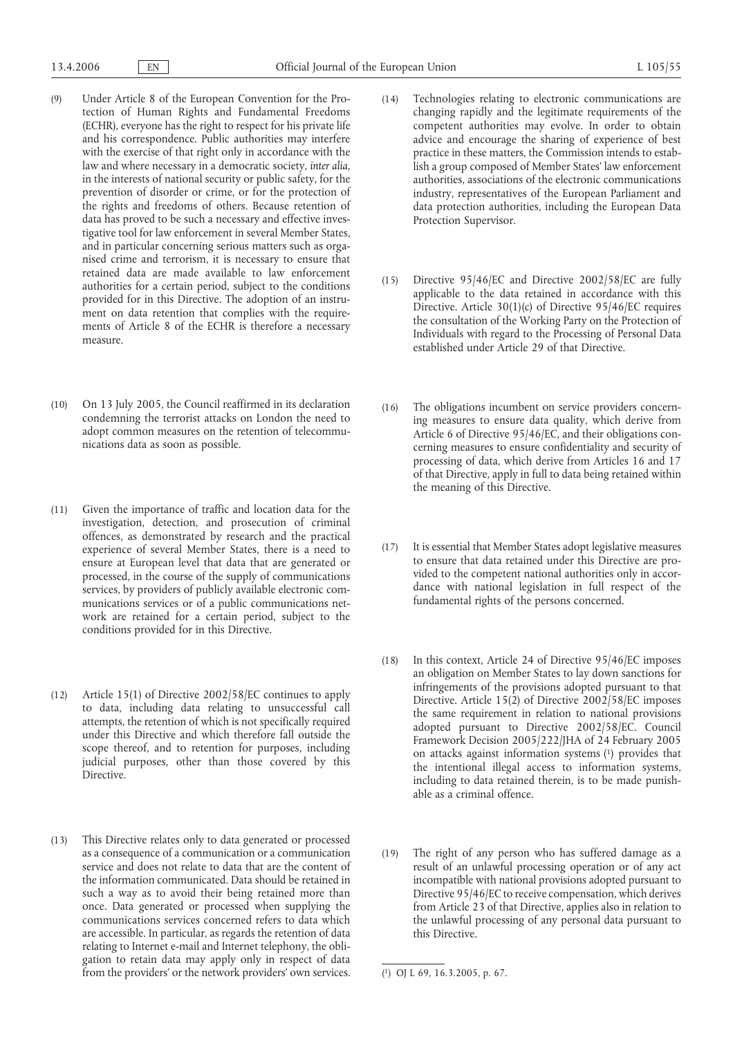(9) Under Article 8 of the European Convention for the Protection of Human Rights and Fundamental Freedoms (ECHR), everyone has the right to respect for his private life and his correspondence. Public authorities may interfere with the exercise of that right only in accordance with the law and where necessary in a democratic society, *inter alia*, in the interests of national security or public safety, for the prevention of disorder or crime, or for the protection of the rights and freedoms of others. Because retention of data has proved to be such a necessary and effective investigative tool for law enforcement in several Member States, and in particular concerning serious matters such as organised crime and terrorism, it is necessary to ensure that retained data are made available to law enforcement authorities for a certain period, subject to the conditions provided for in this Directive. The adoption of an instrument on data retention that complies with the requirements of Article 8 of the ECHR is therefore a necessary measure.

(10) On 13 July 2005, the Council reaffirmed in its declaration condemning the terrorist attacks on London the need to adopt common measures on the retention of telecommunications data as soon as possible.

(11) Given the importance of traffic and location data for the investigation, detection, and prosecution of criminal offences, as demonstrated by research and the practical experience of several Member States, there is a need to ensure at European level that data that are generated or processed, in the course of the supply of communications services, by providers of publicly available electronic communications services or of a public communications network are retained for a certain period, subject to the conditions provided for in this Directive.

(12) Article 15(1) of Directive 2002/58/EC continues to apply to data, including data relating to unsuccessful call attempts, the retention of which is not specifically required under this Directive and which therefore fall outside the scope thereof, and to retention for purposes, including judicial purposes, other than those covered by this Directive.

(13) This Directive relates only to data generated or processed as a consequence of a communication or a communication service and does not relate to data that are the content of the information communicated. Data should be retained in such a way as to avoid their being retained more than once. Data generated or processed when supplying the communications services concerned refers to data which are accessible. In particular, as regards the retention of data relating to Internet e-mail and Internet telephony, the obligation to retain data may apply only in respect of data from the providers' or the network providers' own services.

(14) Technologies relating to electronic communications are changing rapidly and the legitimate requirements of the competent authorities may evolve. In order to obtain advice and encourage the sharing of experience of best practice in these matters, the Commission intends to establish a group composed of Member States' law enforcement authorities, associations of the electronic communications industry, representatives of the European Parliament and data protection authorities, including the European Data Protection Supervisor.

(15) Directive 95/46/EC and Directive 2002/58/EC are fully applicable to the data retained in accordance with this Directive. Article 30(1)(c) of Directive 95/46/EC requires the consultation of the Working Party on the Protection of Individuals with regard to the Processing of Personal Data established under Article 29 of that Directive.

(16) The obligations incumbent on service providers concerning measures to ensure data quality, which derive from Article 6 of Directive 95/46/EC, and their obligations concerning measures to ensure confidentiality and security of processing of data, which derive from Articles 16 and 17 of that Directive, apply in full to data being retained within the meaning of this Directive.

(17) It is essential that Member States adopt legislative measures to ensure that data retained under this Directive are provided to the competent national authorities only in accordance with national legislation in full respect of the fundamental rights of the persons concerned.

(18) In this context, Article 24 of Directive 95/46/EC imposes an obligation on Member States to lay down sanctions for infringements of the provisions adopted pursuant to that Directive. Article 15(2) of Directive 2002/58/EC imposes the same requirement in relation to national provisions adopted pursuant to Directive 2002/58/EC. Council Framework Decision 2005/222/JHA of 24 February 2005 on attacks against information systems [1] provides that the intentional illegal access to information systems, including to data retained therein, is to be made punishable as a criminal offence.

(19) The right of any person who has suffered damage as a result of an unlawful processing operation or of any act incompatible with national provisions adopted pursuant to Directive 95/46/EC to receive compensation, which derives from Article 23 of that Directive, applies also in relation to the unlawful processing of any personal data pursuant to this Directive.

---

[1] OJ L 69, 16.3.2005, p. 67.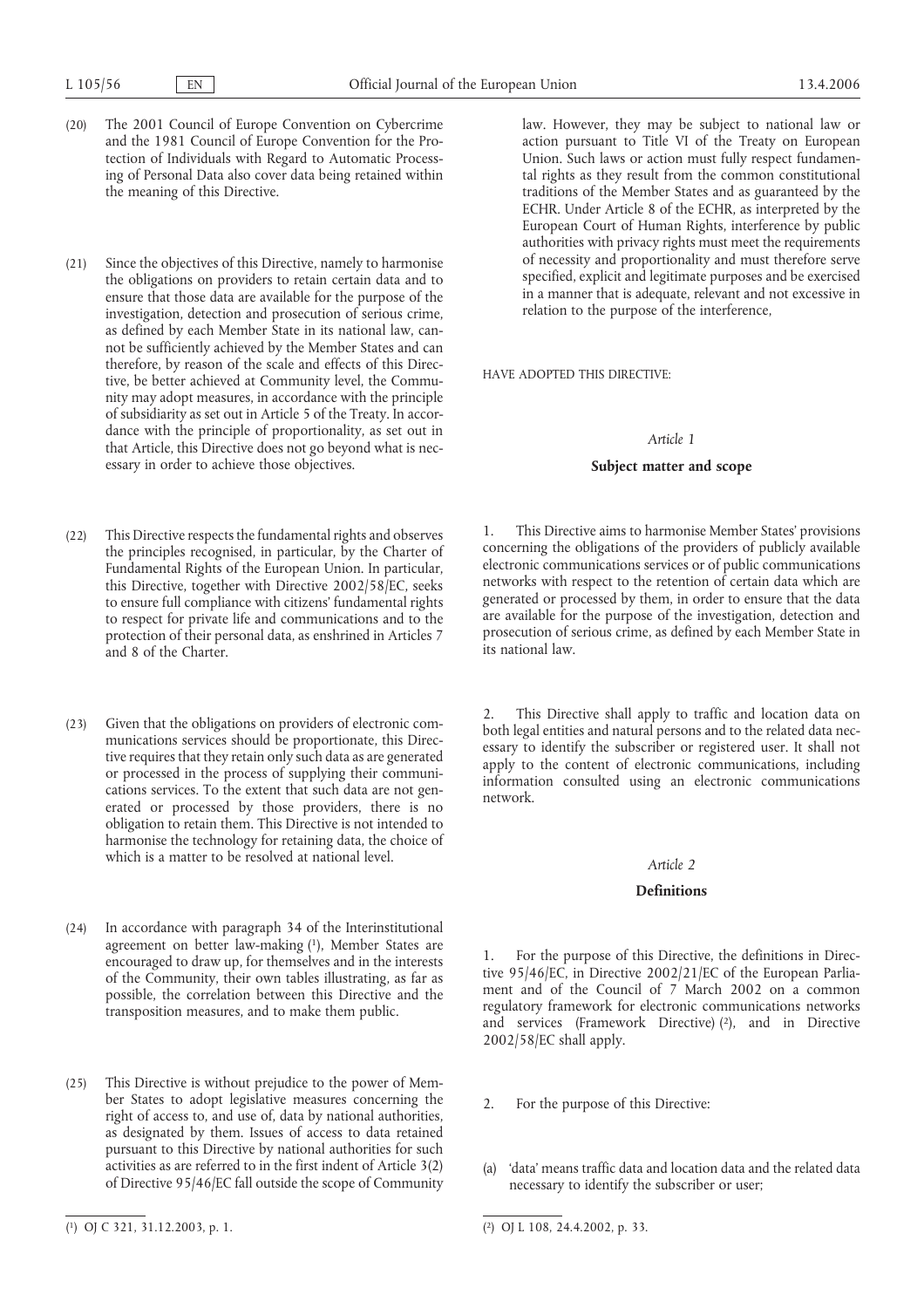(20) The 2001 Council of Europe Convention on Cybercrime and the 1981 Council of Europe Convention for the Protection of Individuals with Regard to Automatic Processing of Personal Data also cover data being retained within the meaning of this Directive.

(21) Since the objectives of this Directive, namely to harmonise the obligations on providers to retain certain data and to ensure that those data are available for the purpose of the investigation, detection and prosecution of serious crime, as defined by each Member State in its national law, cannot be sufficiently achieved by the Member States and can therefore, by reason of the scale and effects of this Directive, be better achieved at Community level, the Community may adopt measures, in accordance with the principle of subsidiarity as set out in Article 5 of the Treaty. In accordance with the principle of proportionality, as set out in that Article, this Directive does not go beyond what is necessary in order to achieve those objectives.

(22) This Directive respects the fundamental rights and observes the principles recognised, in particular, by the Charter of Fundamental Rights of the European Union. In particular, this Directive, together with Directive 2002/58/EC, seeks to ensure full compliance with citizens' fundamental rights to respect for private life and communications and to the protection of their personal data, as enshrined in Articles 7 and 8 of the Charter.

(23) Given that the obligations on providers of electronic communications services should be proportionate, this Directive requires that they retain only such data as are generated or processed in the process of supplying their communications services. To the extent that such data are not generated or processed by those providers, there is no obligation to retain them. This Directive is not intended to harmonise the technology for retaining data, the choice of which is a matter to be resolved at national level.

(24) In accordance with paragraph 34 of the Interinstitutional agreement on better law-making [1], Member States are encouraged to draw up, for themselves and in the interests of the Community, their own tables illustrating, as far as possible, the correlation between this Directive and the transposition measures, and to make them public.

(25) This Directive is without prejudice to the power of Member States to adopt legislative measures concerning the right of access to, and use of, data by national authorities, as designated by them. Issues of access to data retained pursuant to this Directive by national authorities for such activities as are referred to in the first indent of Article 3(2) of Directive 95/46/EC fall outside the scope of Community law. However, they may be subject to national law or action pursuant to Title VI of the Treaty on European Union. Such laws or action must fully respect fundamental rights as they result from the common constitutional traditions of the Member States and as guaranteed by the ECHR. Under Article 8 of the ECHR, as interpreted by the European Court of Human Rights, interference by public authorities with privacy rights must meet the requirements of necessity and proportionality and must therefore serve specified, explicit and legitimate purposes and be exercised in a manner that is adequate, relevant and not excessive in relation to the purpose of the interference,

HAVE ADOPTED THIS DIRECTIVE:

*Article 1*

**Subject matter and scope**

1. This Directive aims to harmonise Member States' provisions concerning the obligations of the providers of publicly available electronic communications services or of public communications networks with respect to the retention of certain data which are generated or processed by them, in order to ensure that the data are available for the purpose of the investigation, detection and prosecution of serious crime, as defined by each Member State in its national law.

2. This Directive shall apply to traffic and location data on both legal entities and natural persons and to the related data necessary to identify the subscriber or registered user. It shall not apply to the content of electronic communications, including information consulted using an electronic communications network.

*Article 2*

**Definitions**

1. For the purpose of this Directive, the definitions in Directive 95/46/EC, in Directive 2002/21/EC of the European Parliament and of the Council of 7 March 2002 on a common regulatory framework for electronic communications networks and services (Framework Directive) [2], and in Directive 2002/58/EC shall apply.

2. For the purpose of this Directive:

(a) 'data' means traffic data and location data and the related data necessary to identify the subscriber or user;

---

[1] OJ C 321, 31.12.2003, p. 1.

[2] OJ L 108, 24.4.2002, p. 33.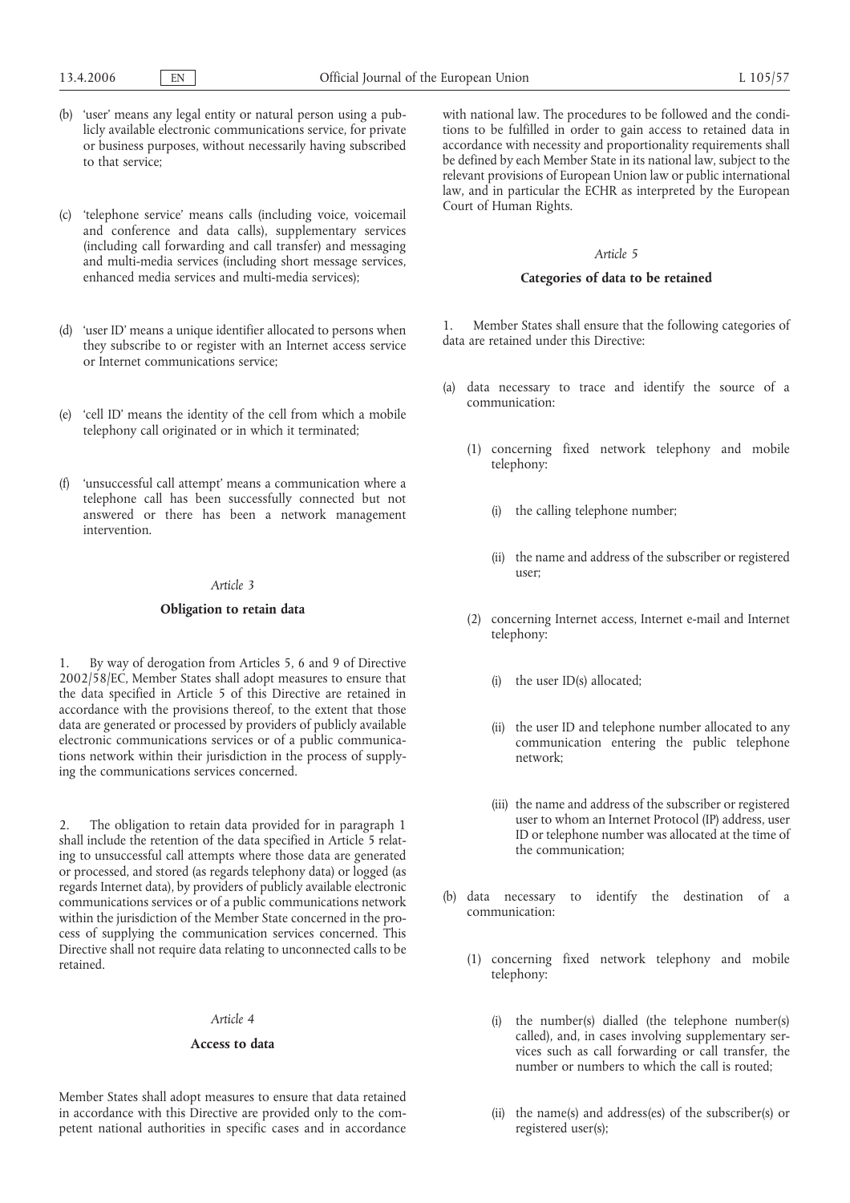(b) 'user' means any legal entity or natural person using a publicly available electronic communications service, for private or business purposes, without necessarily having subscribed to that service;

(c) 'telephone service' means calls (including voice, voicemail and conference and data calls), supplementary services (including call forwarding and call transfer) and messaging and multi-media services (including short message services, enhanced media services and multi-media services);

(d) 'user ID' means a unique identifier allocated to persons when they subscribe to or register with an Internet access service or Internet communications service;

(e) 'cell ID' means the identity of the cell from which a mobile telephony call originated or in which it terminated;

(f) 'unsuccessful call attempt' means a communication where a telephone call has been successfully connected but not answered or there has been a network management intervention.

*Article 3*

**Obligation to retain data**

1. By way of derogation from Articles 5, 6 and 9 of Directive 2002/58/EC, Member States shall adopt measures to ensure that the data specified in Article 5 of this Directive are retained in accordance with the provisions thereof, to the extent that those data are generated or processed by providers of publicly available electronic communications services or of a public communications network within their jurisdiction in the process of supplying the communications services concerned.

2. The obligation to retain data provided for in paragraph 1 shall include the retention of the data specified in Article 5 relating to unsuccessful call attempts where those data are generated or processed, and stored (as regards telephony data) or logged (as regards Internet data), by providers of publicly available electronic communications services or of a public communications network within the jurisdiction of the Member State concerned in the process of supplying the communication services concerned. This Directive shall not require data relating to unconnected calls to be retained.

*Article 4*

**Access to data**

Member States shall adopt measures to ensure that data retained in accordance with this Directive are provided only to the competent national authorities in specific cases and in accordance with national law. The procedures to be followed and the conditions to be fulfilled in order to gain access to retained data in accordance with necessity and proportionality requirements shall be defined by each Member State in its national law, subject to the relevant provisions of European Union law or public international law, and in particular the ECHR as interpreted by the European Court of Human Rights.

*Article 5*

**Categories of data to be retained**

1. Member States shall ensure that the following categories of data are retained under this Directive:

(a) data necessary to trace and identify the source of a communication:

(1) concerning fixed network telephony and mobile telephony:

(i) the calling telephone number;

(ii) the name and address of the subscriber or registered user;

(2) concerning Internet access, Internet e-mail and Internet telephony:

(i) the user ID(s) allocated;

(ii) the user ID and telephone number allocated to any communication entering the public telephone network;

(iii) the name and address of the subscriber or registered user to whom an Internet Protocol (IP) address, user ID or telephone number was allocated at the time of the communication;

(b) data necessary to identify the destination of a communication:

(1) concerning fixed network telephony and mobile telephony:

(i) the number(s) dialled (the telephone number(s) called), and, in cases involving supplementary services such as call forwarding or call transfer, the number or numbers to which the call is routed;

(ii) the name(s) and address(es) of the subscriber(s) or registered user(s);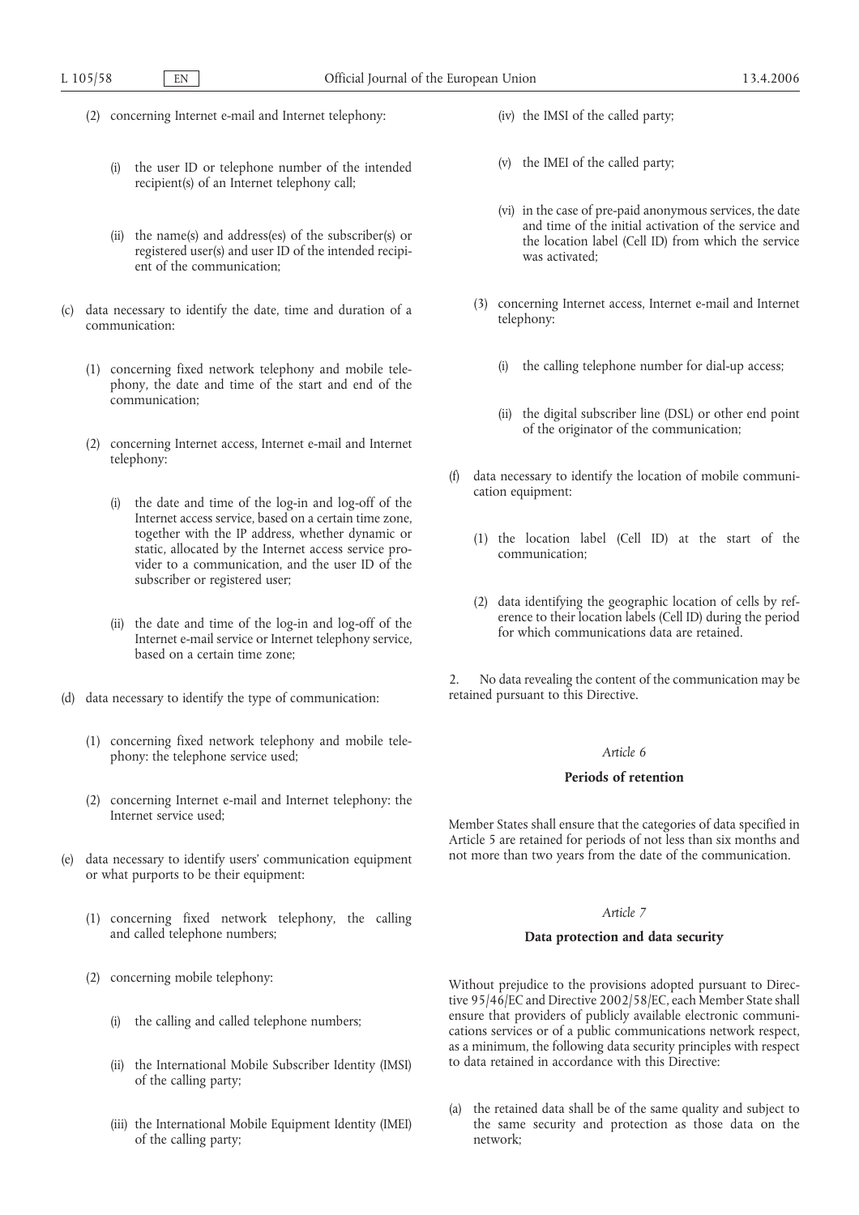(2) concerning Internet e-mail and Internet telephony:

(i) the user ID or telephone number of the intended recipient(s) of an Internet telephony call;

(ii) the name(s) and address(es) of the subscriber(s) or registered user(s) and user ID of the intended recipient of the communication;

(c) data necessary to identify the date, time and duration of a communication:

(1) concerning fixed network telephony and mobile telephony, the date and time of the start and end of the communication;

(2) concerning Internet access, Internet e-mail and Internet telephony:

(i) the date and time of the log-in and log-off of the Internet access service, based on a certain time zone, together with the IP address, whether dynamic or static, allocated by the Internet access service provider to a communication, and the user ID of the subscriber or registered user;

(ii) the date and time of the log-in and log-off of the Internet e-mail service or Internet telephony service, based on a certain time zone;

(d) data necessary to identify the type of communication:

(1) concerning fixed network telephony and mobile telephony: the telephone service used;

(2) concerning Internet e-mail and Internet telephony: the Internet service used;

(e) data necessary to identify users' communication equipment or what purports to be their equipment:

(1) concerning fixed network telephony, the calling and called telephone numbers;

(2) concerning mobile telephony:

(i) the calling and called telephone numbers;

(ii) the International Mobile Subscriber Identity (IMSI) of the calling party;

(iii) the International Mobile Equipment Identity (IMEI) of the calling party;

(iv) the IMSI of the called party;

(v) the IMEI of the called party;

(vi) in the case of pre-paid anonymous services, the date and time of the initial activation of the service and the location label (Cell ID) from which the service was activated;

(3) concerning Internet access, Internet e-mail and Internet telephony:

(i) the calling telephone number for dial-up access;

(ii) the digital subscriber line (DSL) or other end point of the originator of the communication;

(f) data necessary to identify the location of mobile communication equipment:

(1) the location label (Cell ID) at the start of the communication;

(2) data identifying the geographic location of cells by reference to their location labels (Cell ID) during the period for which communications data are retained.

2. No data revealing the content of the communication may be retained pursuant to this Directive.

*Article 6*

**Periods of retention**

Member States shall ensure that the categories of data specified in Article 5 are retained for periods of not less than six months and not more than two years from the date of the communication.

*Article 7*

**Data protection and data security**

Without prejudice to the provisions adopted pursuant to Directive 95/46/EC and Directive 2002/58/EC, each Member State shall ensure that providers of publicly available electronic communications services or of a public communications network respect, as a minimum, the following data security principles with respect to data retained in accordance with this Directive:

(a) the retained data shall be of the same quality and subject to the same security and protection as those data on the network;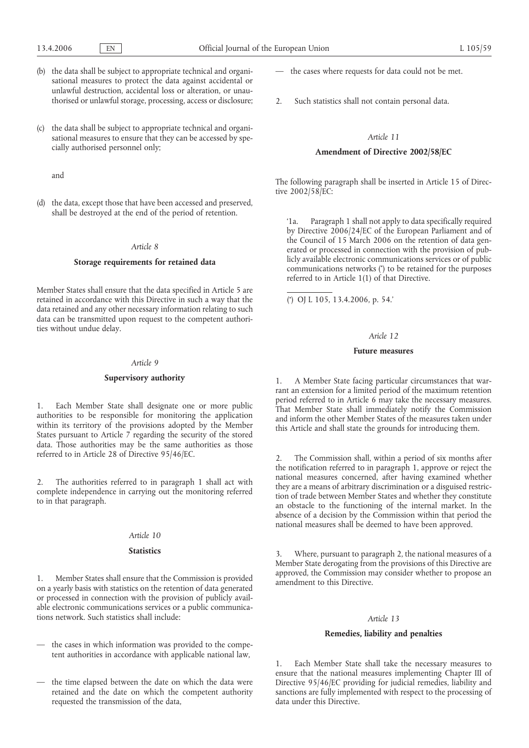(b) the data shall be subject to appropriate technical and organisational measures to protect the data against accidental or unlawful destruction, accidental loss or alteration, or unauthorised or unlawful storage, processing, access or disclosure;

(c) the data shall be subject to appropriate technical and organisational measures to ensure that they can be accessed by specially authorised personnel only;

and

(d) the data, except those that have been accessed and preserved, shall be destroyed at the end of the period of retention.

*Article 8*

**Storage requirements for retained data**

Member States shall ensure that the data specified in Article 5 are retained in accordance with this Directive in such a way that the data retained and any other necessary information relating to such data can be transmitted upon request to the competent authorities without undue delay.

*Article 9*

**Supervisory authority**

1. Each Member State shall designate one or more public authorities to be responsible for monitoring the application within its territory of the provisions adopted by the Member States pursuant to Article 7 regarding the security of the stored data. Those authorities may be the same authorities as those referred to in Article 28 of Directive 95/46/EC.

2. The authorities referred to in paragraph 1 shall act with complete independence in carrying out the monitoring referred to in that paragraph.

*Article 10*

**Statistics**

1. Member States shall ensure that the Commission is provided on a yearly basis with statistics on the retention of data generated or processed in connection with the provision of publicly available electronic communications services or a public communications network. Such statistics shall include:

— the cases in which information was provided to the competent authorities in accordance with applicable national law,

— the time elapsed between the date on which the data were retained and the date on which the competent authority requested the transmission of the data,

— the cases where requests for data could not be met.

2. Such statistics shall not contain personal data.

*Article 11*

**Amendment of Directive 2002/58/EC**

The following paragraph shall be inserted in Article 15 of Directive 2002/58/EC:

'1a. Paragraph 1 shall not apply to data specifically required by Directive 2006/24/EC of the European Parliament and of the Council of 15 March 2006 on the retention of data generated or processed in connection with the provision of publicly available electronic communications services or of public communications networks (*) to be retained for the purposes referred to in Article 1(1) of that Directive.

(*) OJ L 105, 13.4.2006, p. 54.'

*Aricle 12*

**Future measures**

1. A Member State facing particular circumstances that warrant an extension for a limited period of the maximum retention period referred to in Article 6 may take the necessary measures. That Member State shall immediately notify the Commission and inform the other Member States of the measures taken under this Article and shall state the grounds for introducing them.

2. The Commission shall, within a period of six months after the notification referred to in paragraph 1, approve or reject the national measures concerned, after having examined whether they are a means of arbitrary discrimination or a disguised restriction of trade between Member States and whether they constitute an obstacle to the functioning of the internal market. In the absence of a decision by the Commission within that period the national measures shall be deemed to have been approved.

3. Where, pursuant to paragraph 2, the national measures of a Member State derogating from the provisions of this Directive are approved, the Commission may consider whether to propose an amendment to this Directive.

*Article 13*

**Remedies, liability and penalties**

1. Each Member State shall take the necessary measures to ensure that the national measures implementing Chapter III of Directive 95/46/EC providing for judicial remedies, liability and sanctions are fully implemented with respect to the processing of data under this Directive.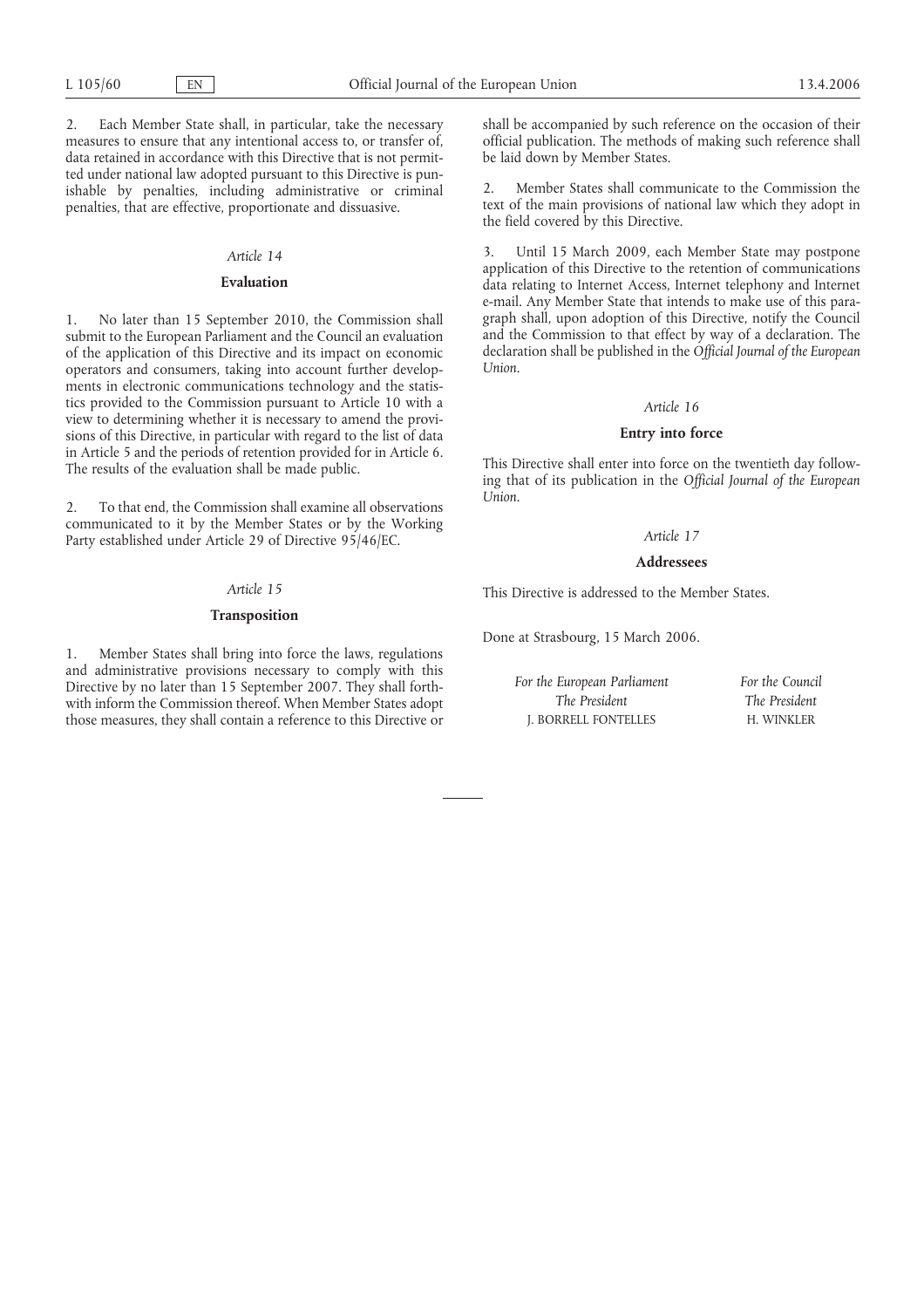2. Each Member State shall, in particular, take the necessary measures to ensure that any intentional access to, or transfer of, data retained in accordance with this Directive that is not permitted under national law adopted pursuant to this Directive is punishable by penalties, including administrative or criminal penalties, that are effective, proportionate and dissuasive.

*Article 14*

**Evaluation**

1. No later than 15 September 2010, the Commission shall submit to the European Parliament and the Council an evaluation of the application of this Directive and its impact on economic operators and consumers, taking into account further developments in electronic communications technology and the statistics provided to the Commission pursuant to Article 10 with a view to determining whether it is necessary to amend the provisions of this Directive, in particular with regard to the list of data in Article 5 and the periods of retention provided for in Article 6. The results of the evaluation shall be made public.

2. To that end, the Commission shall examine all observations communicated to it by the Member States or by the Working Party established under Article 29 of Directive 95/46/EC.

*Article 15*

**Transposition**

1. Member States shall bring into force the laws, regulations and administrative provisions necessary to comply with this Directive by no later than 15 September 2007. They shall forthwith inform the Commission thereof. When Member States adopt those measures, they shall contain a reference to this Directive or shall be accompanied by such reference on the occasion of their official publication. The methods of making such reference shall be laid down by Member States.

2. Member States shall communicate to the Commission the text of the main provisions of national law which they adopt in the field covered by this Directive.

3. Until 15 March 2009, each Member State may postpone application of this Directive to the retention of communications data relating to Internet Access, Internet telephony and Internet e-mail. Any Member State that intends to make use of this paragraph shall, upon adoption of this Directive, notify the Council and the Commission to that effect by way of a declaration. The declaration shall be published in the *Official Journal of the European Union*.

*Article 16*

**Entry into force**

This Directive shall enter into force on the twentieth day following that of its publication in the *Official Journal of the European Union*.

*Article 17*

**Addressees**

This Directive is addressed to the Member States.

Done at Strasbourg, 15 March 2006.

*For the European Parliament*
*The President*
J. BORRELL FONTELLES

*For the Council*
*The President*
H. WINKLER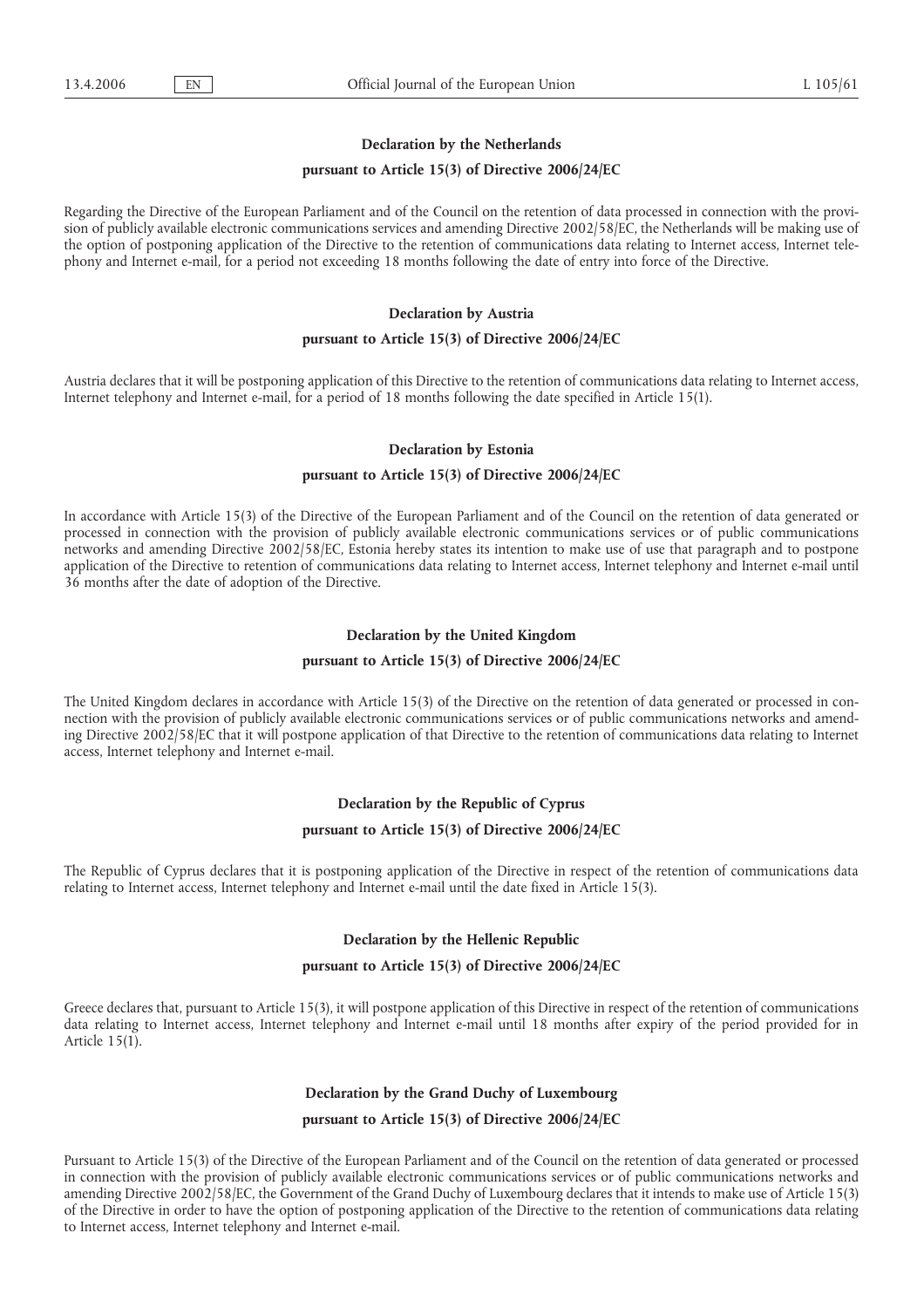## Declaration by the Netherlands

### pursuant to Article 15(3) of Directive 2006/24/EC

Regarding the Directive of the European Parliament and of the Council on the retention of data processed in connection with the provision of publicly available electronic communications services and amending Directive 2002/58/EC, the Netherlands will be making use of the option of postponing application of the Directive to the retention of communications data relating to Internet access, Internet telephony and Internet e-mail, for a period not exceeding 18 months following the date of entry into force of the Directive.

## Declaration by Austria

### pursuant to Article 15(3) of Directive 2006/24/EC

Austria declares that it will be postponing application of this Directive to the retention of communications data relating to Internet access, Internet telephony and Internet e-mail, for a period of 18 months following the date specified in Article 15(1).

## Declaration by Estonia

### pursuant to Article 15(3) of Directive 2006/24/EC

In accordance with Article 15(3) of the Directive of the European Parliament and of the Council on the retention of data generated or processed in connection with the provision of publicly available electronic communications services or of public communications networks and amending Directive 2002/58/EC, Estonia hereby states its intention to make use of use that paragraph and to postpone application of the Directive to retention of communications data relating to Internet access, Internet telephony and Internet e-mail until 36 months after the date of adoption of the Directive.

## Declaration by the United Kingdom

### pursuant to Article 15(3) of Directive 2006/24/EC

The United Kingdom declares in accordance with Article 15(3) of the Directive on the retention of data generated or processed in connection with the provision of publicly available electronic communications services or of public communications networks and amending Directive 2002/58/EC that it will postpone application of that Directive to the retention of communications data relating to Internet access, Internet telephony and Internet e-mail.

## Declaration by the Republic of Cyprus

### pursuant to Article 15(3) of Directive 2006/24/EC

The Republic of Cyprus declares that it is postponing application of the Directive in respect of the retention of communications data relating to Internet access, Internet telephony and Internet e-mail until the date fixed in Article 15(3).

## Declaration by the Hellenic Republic

### pursuant to Article 15(3) of Directive 2006/24/EC

Greece declares that, pursuant to Article 15(3), it will postpone application of this Directive in respect of the retention of communications data relating to Internet access, Internet telephony and Internet e-mail until 18 months after expiry of the period provided for in Article 15(1).

## Declaration by the Grand Duchy of Luxembourg

### pursuant to Article 15(3) of Directive 2006/24/EC

Pursuant to Article 15(3) of the Directive of the European Parliament and of the Council on the retention of data generated or processed in connection with the provision of publicly available electronic communications services or of public communications networks and amending Directive 2002/58/EC, the Government of the Grand Duchy of Luxembourg declares that it intends to make use of Article 15(3) of the Directive in order to have the option of postponing application of the Directive to the retention of communications data relating to Internet access, Internet telephony and Internet e-mail.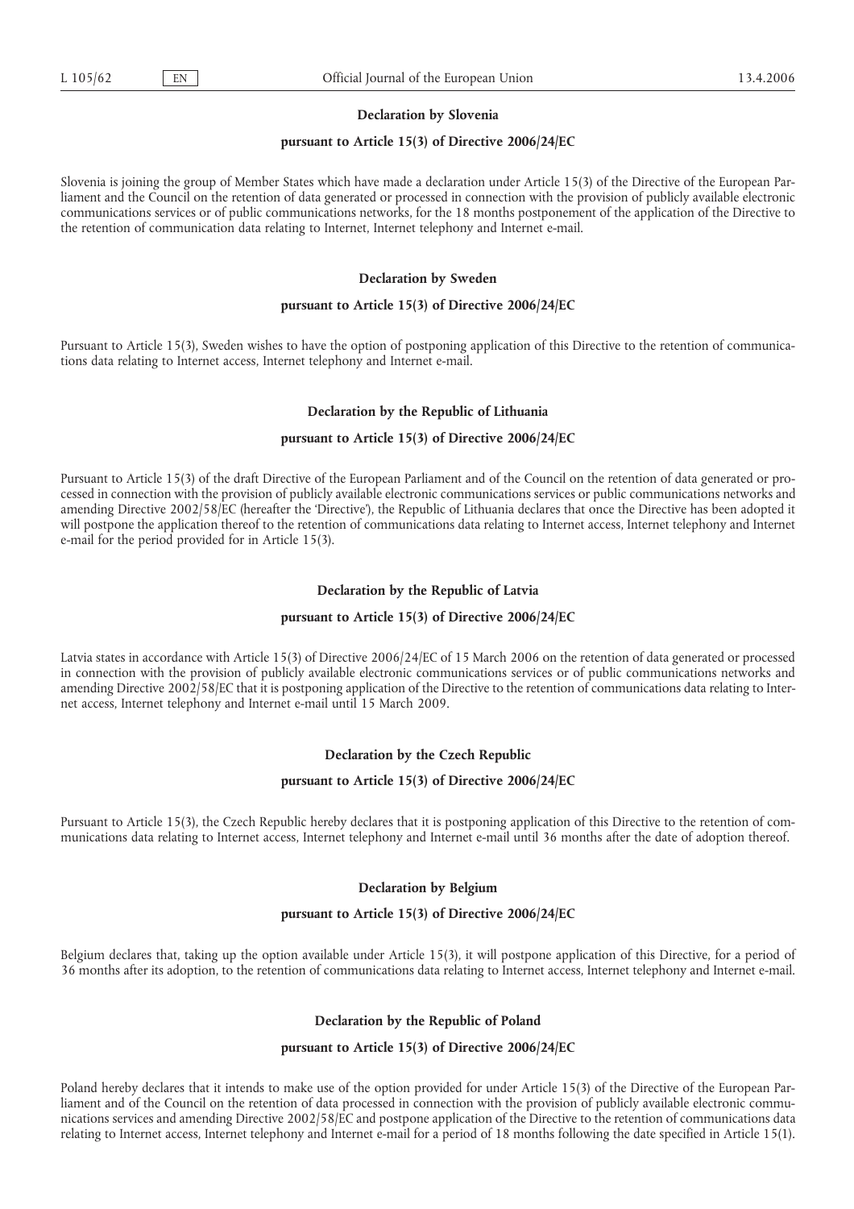**Declaration by Slovenia**

**pursuant to Article 15(3) of Directive 2006/24/EC**

Slovenia is joining the group of Member States which have made a declaration under Article 15(3) of the Directive of the European Parliament and the Council on the retention of data generated or processed in connection with the provision of publicly available electronic communications services or of public communications networks, for the 18 months postponement of the application of the Directive to the retention of communication data relating to Internet, Internet telephony and Internet e-mail.

**Declaration by Sweden**

**pursuant to Article 15(3) of Directive 2006/24/EC**

Pursuant to Article 15(3), Sweden wishes to have the option of postponing application of this Directive to the retention of communications data relating to Internet access, Internet telephony and Internet e-mail.

**Declaration by the Republic of Lithuania**

**pursuant to Article 15(3) of Directive 2006/24/EC**

Pursuant to Article 15(3) of the draft Directive of the European Parliament and of the Council on the retention of data generated or processed in connection with the provision of publicly available electronic communications services or public communications networks and amending Directive 2002/58/EC (hereafter the 'Directive'), the Republic of Lithuania declares that once the Directive has been adopted it will postpone the application thereof to the retention of communications data relating to Internet access, Internet telephony and Internet e-mail for the period provided for in Article 15(3).

**Declaration by the Republic of Latvia**

**pursuant to Article 15(3) of Directive 2006/24/EC**

Latvia states in accordance with Article 15(3) of Directive 2006/24/EC of 15 March 2006 on the retention of data generated or processed in connection with the provision of publicly available electronic communications services or of public communications networks and amending Directive 2002/58/EC that it is postponing application of the Directive to the retention of communications data relating to Internet access, Internet telephony and Internet e-mail until 15 March 2009.

**Declaration by the Czech Republic**

**pursuant to Article 15(3) of Directive 2006/24/EC**

Pursuant to Article 15(3), the Czech Republic hereby declares that it is postponing application of this Directive to the retention of communications data relating to Internet access, Internet telephony and Internet e-mail until 36 months after the date of adoption thereof.

**Declaration by Belgium**

**pursuant to Article 15(3) of Directive 2006/24/EC**

Belgium declares that, taking up the option available under Article 15(3), it will postpone application of this Directive, for a period of 36 months after its adoption, to the retention of communications data relating to Internet access, Internet telephony and Internet e-mail.

**Declaration by the Republic of Poland**

**pursuant to Article 15(3) of Directive 2006/24/EC**

Poland hereby declares that it intends to make use of the option provided for under Article 15(3) of the Directive of the European Parliament and of the Council on the retention of data processed in connection with the provision of publicly available electronic communications services and amending Directive 2002/58/EC and postpone application of the Directive to the retention of communications data relating to Internet access, Internet telephony and Internet e-mail for a period of 18 months following the date specified in Article 15(1).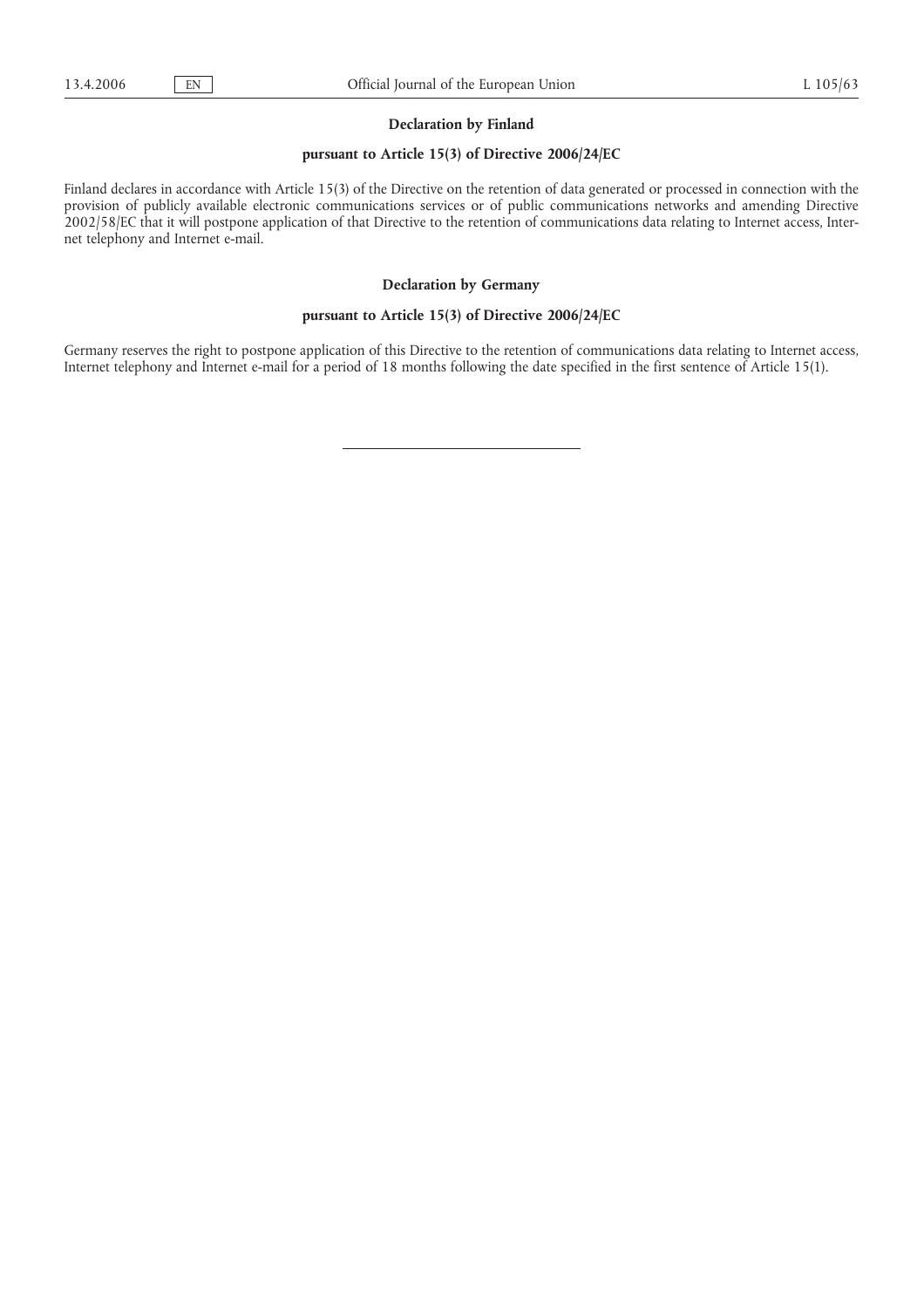**Declaration by Finland**

**pursuant to Article 15(3) of Directive 2006/24/EC**

Finland declares in accordance with Article 15(3) of the Directive on the retention of data generated or processed in connection with the provision of publicly available electronic communications services or of public communications networks and amending Directive 2002/58/EC that it will postpone application of that Directive to the retention of communications data relating to Internet access, Internet telephony and Internet e-mail.

**Declaration by Germany**

**pursuant to Article 15(3) of Directive 2006/24/EC**

Germany reserves the right to postpone application of this Directive to the retention of communications data relating to Internet access, Internet telephony and Internet e-mail for a period of 18 months following the date specified in the first sentence of Article 15(1).